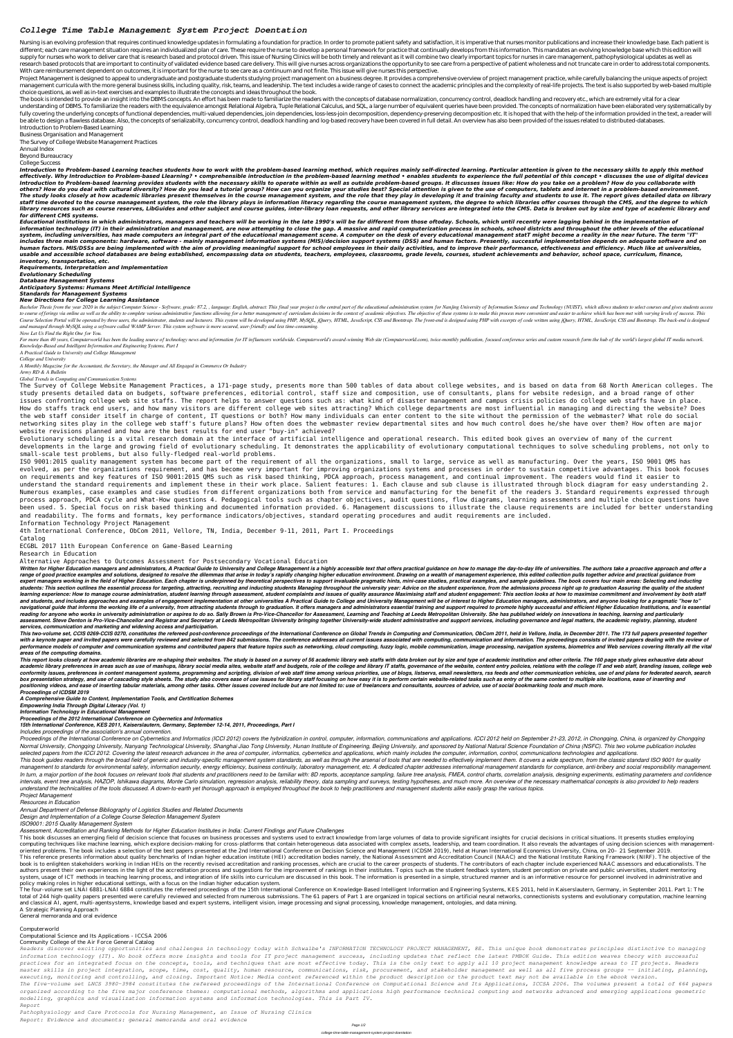# College Time Table Management System Project Doentation

Nursing is an evolving profession that requires continued knowledge updates in formulating a foundation for practice. In order to promote patient safety and satisfaction, it is imperative that nurses monitor publications and increase their knowledge base. Each patient is different; each care management situation requires an individualized plan of care. These require the nurse to develop a personal framework for practice that continually develops from this information. This mandates an evolving knowledge base which this edition will supply for nurses who work to deliver care that is research based and protocol driven. This issue of Nursing Clinics will be both timely and relevant as it will combine two clearly important topics for nurses in care management, pathophysiological updates as well as research based protocols that are important to continuity of validated evidence based care delivery. This will give nurses across organizations the opportunity to see care from a perspective of patient wholeness and not truncate care in order to address total components. With care reimbursement dependent on outcomes, it is important for the nurse to see care as a continuum and not finite. This issue will give nurses this perspective.

Project Management is designed to appeal to undergraduate and postgraduate students studying project management on a business degree. It provides a comprehensive overview of project management practice, while carefully balancing the unique aspects of project management curricula with the more general business skills, including quality, risk, teams, and leadership. The text includes a wide range of cases to connect the academic principles and the complexity of real-life projects. The text is also supported by web-based multiple choice questions, as well as in-text exercises and examples to illustrate the concepts and ideas throughout the book.

The book is intended to provide an insight into the DBMS concepts. An effort has been made to familiarize the readers with the concepts of database normalization, concurrency control, deadlock handling and recovery etc., which are extremely vital for a clear understanding of DBMS. To familiarize the readers with the equivalence amongst Relational Algebra, Tuple Relational Calculus, and SQL, a large number of equivalent queries have been provided. The concepts of normalization have been elaborated very systematically by fully covering the underlying concepts of functional dependencies, multi-valued dependencies, join dependencies, loss-less-join decomposition, dependency-preserving decomposition etc. It is hoped that with the help of the information provided in the text, a reader will be able to design a flawless database. Also, the concepts of serializabilty, concurrency control, deadlock handling and log-based recovery have been covered in full detail. An overview has also been provided of the issues related to distributed-databases.

Introduction to Problem-Based Learning
Business Organisation and Management
The Survey of College Website Management Practices
Annual Index
Beyond Bureaucracy
College Success

***Introduction to Problem-based Learning teaches students how to work with the problem-based learning method, which requires mainly self-directed learning. Particular attention is given to the necessary skills to apply this method effectively. Why Introduction to Problem-based Learning? • comprehensible introduction in the problem-based learning method • enables students to experience the full potential of this concept • discusses the use of digital devices Introduction to Problem-based learning provides students with the necessary skills to operate within as well as outside problem-based groups. It discusses issues like: How do you take on a problem? How do you collaborate with others? How do you deal with cultural diversity? How do you lead a tutorial group? How can you organize your studies best? Special attention is given to the use of computers, tablets and internet in a problem-based environment.***
***The study looks closely at how academic libraries present themselves in the course management system, and the role that they play in developing it and training faculty and students to use it. The report gives detailed data on library staff time devoted to the course management system, the role the library plays in information literacy regarding the course management system, the degree to which libraries offer courses through the CMS, and the degree to which library resources such as course reserves, LibGuides and other subject and course guides, inter-library loan requests, and other library services are integrated into the CMS. Data is broken out by size and type of academic library and for different CMS systems.***
***Educational institutions in which administrators, managers and teachers will be working in the late 1990's will be far different from those oftoday. Schools, which until recently were lagging behind in the implementation of information technology (IT) in their administration and management, are now attempting to close the gap. A massive and rapid computerization process in schools, school districts and throughout the other levels of the educational system, including universities, has made computers an integral part of the educational management scene. A computer on the desk of every educational management staff might become a reality in the near future. The term "IT" includes three main components: hardware, software - mainly management information systems (MIS)/decision support systems (DSS) and human factors. Presently, successful implementation depends on adequate software and on human factors. MIS/DSSs are being implemented with the aim of providing meaningful support for school employees in their daily activities, and to improve their performance, effectiveness and efficiency. Much like at universities, usable and accessible school databases are being established, encompassing data on students, teachers, employees, classrooms, grade levels, courses, student achievements and behavior, school space, curriculum, finance, inventory, transportation, etc.***
***Requirements, Interpretation and Implementation***
***Evolutionary Scheduling***
***Database Management Systems***
***Anticipatory Systems: Humans Meet Artificial Intelligence***
***Standards for Management Systems***
***New Directions for College Learning Assistance***

*Bachelor Thesis from the year 2020 in the subject Computer Science - Software, grade: 87.2, , language: English, abstract: This final year project is the central part of the educational administration system for Nanjing University of Information Science and Technology (NUIST), which allows students to select courses and gives students access to course offerings via online as well as the ability to complete various administrative functions allowing for a better management of curriculum decisions in the context of academic objectives. The objective of these systems is to make this process more convenient and easier to achieve which has been met with varying levels of success. This Course Selection Portal will be operated by three users, the administrator, students and lecturers. This system will be developed using PHP, MySQL, jQuery, HTML, JavaScript, CSS and Bootstrap. The front-end is designed using PHP with excerpts of code written using jQuery, HTML, JavaScript, CSS and Bootstrap. The back-end is designed and managed through MySQL using a software called WAMP Server. This system software is more secured, user-friendly and less time-consuming.*
*Now Let Us Find the Right One for You.*
*For more than 40 years, Computerworld has been the leading source of technology news and information for IT influencers worldwide. Computerworld's award-winning Web site (Computerworld.com), twice-monthly publication, focused conference series and custom research form the hub of the world's largest global IT media network.*
*Knowledge-Based and Intelligent Information and Engineering Systems, Part I*
*A Practical Guide to University and College Management*
*College and University*
*A Monthly Magazine for the Accountant, the Secretary, the Manager and All Engaged in Commerce Or Industry*
*Army RD & A Bulletin*
*Global Trends in Computing and Communication Systems*

The Survey of College Website Management Practices, a 171-page study, presents more than 500 tables of data about college websites, and is based on data from 68 North American colleges. The study presents detailed data on budgets, software preferences, editorial control, staff size and composition, use of consultants, plans for website redesign, and a broad range of other issues confronting college web site staffs. The report helps to answer questions such as: what kind of disaster management and campus crisis policies do college web staffs have in place. How do staffs track end users, and how many visitors are different college web sites attracting? Which college departments are most influential in managing and directing the website? Does the web staff consider itself in charge of content, IT questions or both? How many individuals can enter content to the site without the permission of the webmaster? What role do social networking sites play in the college web staff's future plans? How often does the webmaster review departmental sites and how much control does he/she have over them? How often are major website revisions planned and how are the best results for end user "buy-in" achieved?

Evolutionary scheduling is a vital research domain at the interface of artificial intelligence and operational research. This edited book gives an overview of many of the current developments in the large and growing field of evolutionary scheduling. It demonstrates the applicability of evolutionary computational techniques to solve scheduling problems, not only to small-scale test problems, but also fully-fledged real-world problems.

ISO 9001:2015 quality management system has become part of the requirement of all the organizations, small to large, service as well as manufacturing. Over the years, ISO 9001 QMS has evolved, as per the organizations requirement, and has become very important for improving organizations systems and processes in order to sustain competitive advantages. This book focuses on requirements and key features of ISO 9001:2015 QMS such as risk based thinking, PDCA approach, process management, and continual improvement. The readers would find it easier to understand the standard requirements and implement these in their work place. Salient features: 1. Each clause and sub clause is illustrated through block diagram for easy understanding 2. Numerous examples, case examples and case studies from different organizations both from service and manufacturing for the benefit of the readers 3. Standard requirements expressed through process approach, PDCA cycle and What-How questions 4. Pedagogical tools such as chapter objectives, audit questions, flow diagrams, learning assessments and multiple choice questions have been used. 5. Special focus on risk based thinking and documented information provided. 6. Management discussions to illustrate the clause requirements are included for better understanding and readability. The forms and formats, key performance indicators/objectives, standard operating procedures and audit requirements are included.

Information Technology Project Management
4th International Conference, ObCom 2011, Vellore, TN, India, December 9-11, 2011, Part I. Proceedings
Catalog
ECGBL 2017 11th European Conference on Game-Based Learning
Research in Education
Alternative Approaches to Outcomes Assessment for Postsecondary Vocational Education

***Written for Higher Education managers and administrators, A Practical Guide to University and College Management is a highly accessible text that offers practical guidance on how to manage the day-to-day life of universities. The authors take a proactive approach and offer a range of good practice examples and solutions, designed to resolve the dilemmas that arise in today's rapidly changing higher education environment. Drawing on a wealth of management experience, the edited collection pulls together advice and practical guidance from expert managers working in the field of Higher Education. Each chapter is underpinned by theoretical perspectives to support invaluable pragmatic hints, mini-case studies, practical examples, and sample guidelines. The book covers four main areas: Selecting and inducting students: This section outlines the essential process for targeting, attracting, recruiting and inducting students Managing throughout the university year: Advice on the student experience, from the admissions process right up to graduation Assuring the quality of the student learning experience: How to manage course administration, student learning through assessment, student complaints and issues of quality assurance Maximising staff and student engagement: This section looks at how to maximise commitment and involvement by both staff and students, and includes approaches and examples of engagement implementation at other universities A Practical Guide to College and University Management will be of interest to Higher Education managers, administrators, and anyone looking for a pragmatic "how to" navigational guide that informs the working life of a university, from attracting students through to graduation. It offers managers and administrators essential training and support required to promote highly successful and efficient Higher Education Institutions, and is essential reading for anyone who works in university administration or aspires to do so. Sally Brown is Pro-Vice-Chancellor for Assessment, Learning and Teaching at Leeds Metropolitan University. She has published widely on innovations in teaching, learning and particularly assessment. Steve Denton is Pro-Vice-Chancellor and Registrar and Secretary at Leeds Metropolitan University bringing together University-wide student administrative and support services, including governance and legal matters, the academic registry, planning, student services, communication and marketing and widening access and participation.***
***This two-volume set, CCIS 0269-CCIS 0270, constitutes the refereed post-conference proceedings of the International Conference on Global Trends in Computing and Communication, ObCom 2011, held in Vellore, India, in December 2011. The 173 full papers presented together with a keynote paper and invited papers were carefully reviewed and selected from 842 submissions. The conference addresses all current issues associated with computing, communication and information. The proceedings consists of invited papers dealing with the review of performance models of computer and communication systems and contributed papers that feature topics such as networking, cloud computing, fuzzy logic, mobile communication, image processing, navigation systems, biometrics and Web services covering literally all the vital areas of the computing domains.***
***This report looks closely at how academic libraries are re-shaping their websites. The study is based on a survey of 56 academic library web staffs with data broken out by size and type of academic institution and other criteria. The 160 page study gives exhaustive data about academic library preferences in areas such as use of mashups, library social media sites, website staff and budgets, role of the college and library IT staffs, governance of the website, content entry policies, relations with the college IT and web staff, branding issues, college web conformity issues, preferences in content management systems, programming and scripting, division of web staff time among various priorities, use of blogs, listservs, email newsletters, rss feeds and other communication vehicles, use of and plans for federated search, search box presentation strategy, and use of cascading style sheets. The study also covers ease of use issues for library staff focusing on how easy it is to perform certain website-related tasks such as entry of the same content to multiple site locations, ease of inserting and positioning videos, and ease of inserting tabular materials, among other tasks. Other issues covered include but are not limited to: use of freelancers and consultants, sources of advice, use of social bookmarking tools and much more.***
***Proceedings of ICDSM 2019***
***A Comprehensive Guide to Content, Implementation Tools, and Certification Schemes***
***Empowering India Through Digital Literacy (Vol. 1)***
***Information Technology in Educational Management***
***Proceedings of the 2012 International Conference on Cybernetics and Informatics***
***15th International Conference, KES 2011, Kaiserslautern, Germany, September 12-14, 2011, Proceedings, Part I***

*Includes proceedings of the association's annual convention.*
*Proceedings of the International Conference on Cybernetics and Informatics (ICCI 2012) covers the hybridization in control, computer, information, communications and applications. ICCI 2012 held on September 21-23, 2012, in Chongqing, China, is organized by Chongqing Normal University, Chongqing University, Nanyang Technological University, Shanghai Jiao Tong University, Hunan Institute of Engineering, Beijing University, and sponsored by National Natural Science Foundation of China (NSFC). This two volume publication includes selected papers from the ICCI 2012. Covering the latest research advances in the area of computer, informatics, cybernetics and applications, which mainly includes the computer, information, control, communications technologies and applications.*
*This book guides readers through the broad field of generic and industry-specific management system standards, as well as through the arsenal of tools that are needed to effectively implement them. It covers a wide spectrum, from the classic standard ISO 9001 for quality management to standards for environmental safety, information security, energy efficiency, business continuity, laboratory management, etc. A dedicated chapter addresses international management standards for compliance, anti-bribery and social responsibility management. In turn, a major portion of the book focuses on relevant tools that students and practitioners need to be familiar with: 8D reports, acceptance sampling, failure tree analysis, FMEA, control charts, correlation analysis, designing experiments, estimating parameters and confidence intervals, event tree analysis, HAZOP, Ishikawa diagrams, Monte Carlo simulation, regression analysis, reliability theory, data sampling and surveys, testing hypotheses, and much more. An overview of the necessary mathematical concepts is also provided to help readers understand the technicalities of the tools discussed. A down-to-earth yet thorough approach is employed throughout the book to help practitioners and management students alike easily grasp the various topics.*
*Project Management*
*Resources in Education*
*Annual Department of Defense Bibliography of Logistics Studies and Related Documents*
*Design and Implementation of a College Course Selection Management System*
*ISO9001: 2015 Quality Management System*
*Assessment, Accreditation and Ranking Methods for Higher Education Institutes in India: Current Findings and Future Challenges*

This book discusses an emerging field of decision science that focuses on business processes and systems used to extract knowledge from large volumes of data to provide significant insights for crucial decisions in critical situations. It presents studies employing computing techniques like machine learning, which explore decision-making for cross-platforms that contain heterogeneous data associated with complex assets, leadership, and team coordination. It also reveals the advantages of using decision sciences with management-oriented problems. The book includes a selection of the best papers presented at the 2nd International Conference on Decision Science and Management (ICDSM 2019), held at Hunan International Economics University, China, on 20– 21 September 2019.
This reference presents information about quality benchmarks of Indian higher education institution (HEI) accreditation bodies namely, the National Assessment and Accreditation Council (NAAC) and the National Institute Ranking Framework (NIRF). The objective of the book is to enlighten stakeholders working in Indian HEIs on the recently revised accreditation and ranking processes, which are crucial to the career prospects of students. The contributors of each chapter include experienced NAAC assessors and educationalists. The authors present their own experiences in the light of the accreditation process and suggestions for the improvement of rankings in their institutes. Topics such as the student feedback system, student perception on private and public universities, student mentoring system, usage of ICT methods in teaching learning process, and integration of life skills into curriculum are discussed in this book. The information is presented in a simple, structured manner and is an informative resource for personnel involved in administrative and policy making roles in higher educational settings, with a focus on the Indian higher education system.
The four-volume set LNAI 6881-LNAI 6884 constitutes the refereed proceedings of the 15th International Conference on Knowledge-Based Intelligent Information and Engineering Systems, KES 2011, held in Kaiserslautern, Germany, in September 2011. Part 1: The total of 244 high-quality papers presented were carefully reviewed and selected from numerous submissions. The 61 papers of Part 1 are organized in topical sections on artificial neural networks, connectionists systems and evolutionary computation, machine learning and classical AI, agent, multi-agentsystems, knowledge based and expert systems, intelligent vision, image processing and signal processing, knowledge management, ontologies, and data mining.
A Strategic Planning Approach
General memoranda and oral evidence

Computerworld
Computational Science and Its Applications - ICCSA 2006
Community College of the Air Force General Catalog

*Readers discover exciting opportunities and challenges in technology today with Schwalbe's INFORMATION TECHNOLOGY PROJECT MANAGEMENT, 8E. This unique book demonstrates principles distinctive to managing information technology (IT). No book offers more insights and tools for IT project management success, including updates that reflect the latest PMBOK Guide. This edition weaves theory with successful practices for an integrated focus on the concepts, tools, and techniques that are most effective today. This is the only text to apply all 10 project management knowledge areas to IT projects. Readers master skills in project integration, scope, time, cost, quality, human resource, communications, risk, procurement, and stakeholder management as well as all five process groups -- initiating, planning, executing, monitoring and controlling, and closing. Important Notice: Media content referenced within the product description or the product text may not be available in the ebook version.*
*The five-volume set LNCS 3980-3984 constitutes the refereed proceedings of the International Conference on Computational Science and Its Applications, ICCSA 2006. The volumes present a total of 664 papers organized according to the five major conference themes: computational methods, algorithms and applications high performance technical computing and networks advanced and emerging applications geometric modelling, graphics and visualization information systems and information technologies. This is Part IV.*
*Report*
*Pathophysiology and Care Protocols for Nursing Management, an Issue of Nursing Clinics*
*Report: Evidence and documents: general memoranda and oral evidence*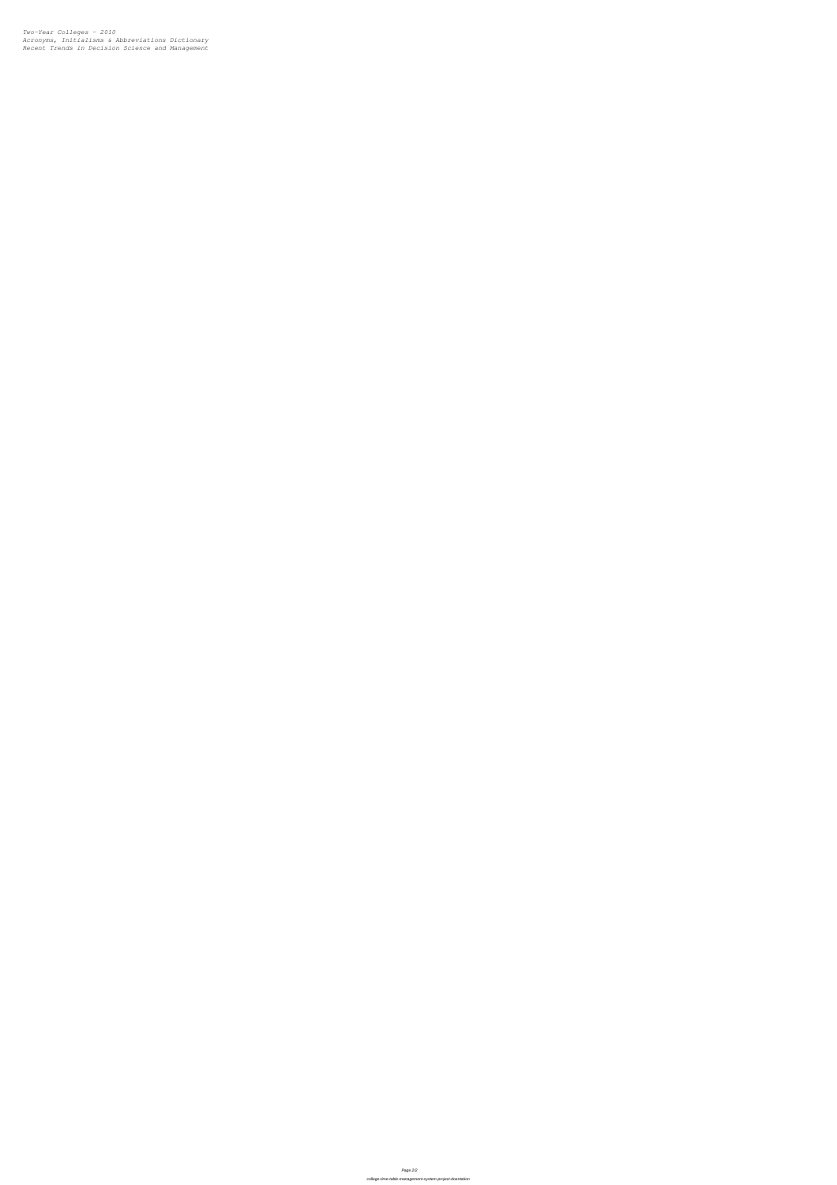*Two-Year Colleges - 2010*
*Acronyms, Initialisms & Abbreviations Dictionary*
*Recent Trends in Decision Science and Management*